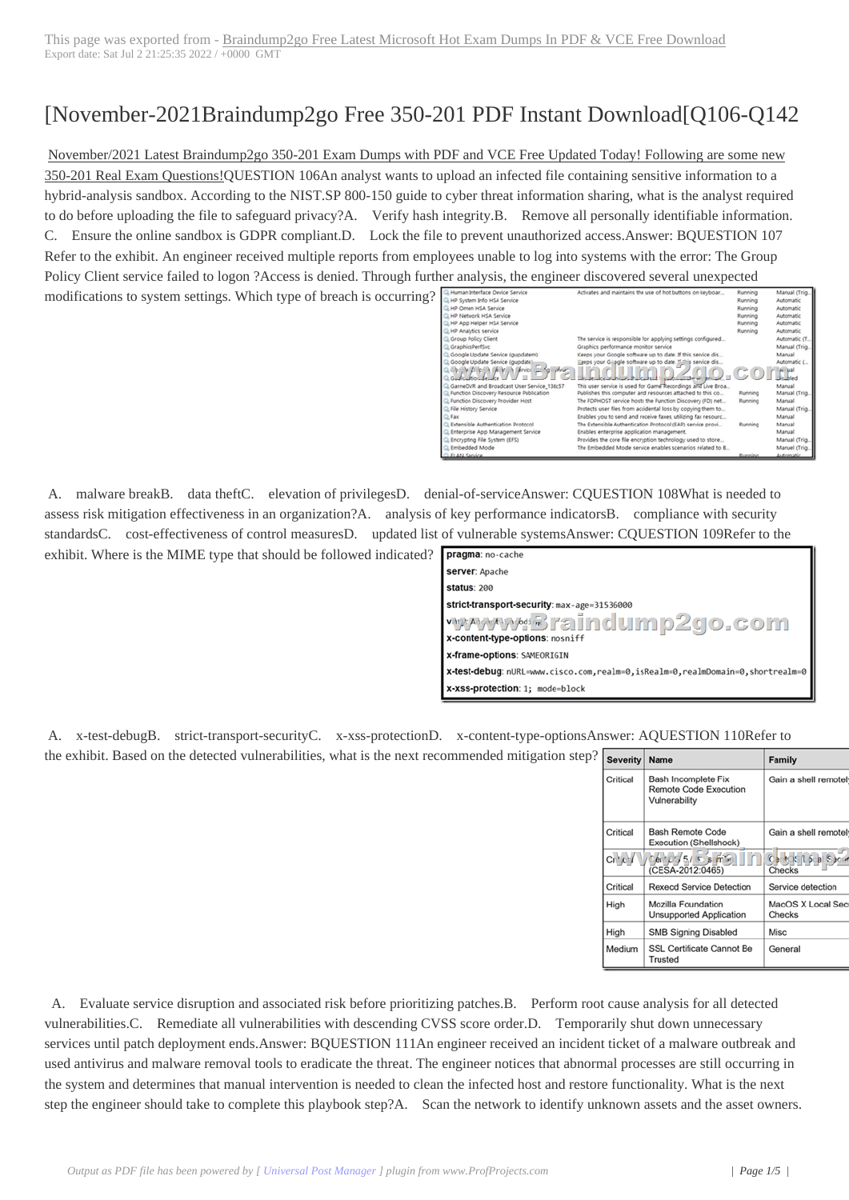This page was exported from - Braindump2go Free Latest Microsoft Hot Exam Dumps In PDF & VCE Free Download
Export date: Sat Jul 2 21:25:35 2022 / +0000 GMT

# [November-2021Braindump2go Free 350-201 PDF Instant Download[Q106-Q142

November/2021 Latest Braindump2go 350-201 Exam Dumps with PDF and VCE Free Updated Today! Following are some new 350-201 Real Exam Questions!QUESTION 106An analyst wants to upload an infected file containing sensitive information to a hybrid-analysis sandbox. According to the NIST.SP 800-150 guide to cyber threat information sharing, what is the analyst required to do before uploading the file to safeguard privacy?A. Verify hash integrity.B. Remove all personally identifiable information.C. Ensure the online sandbox is GDPR compliant.D. Lock the file to prevent unauthorized access.Answer: BQUESTION 107 Refer to the exhibit. An engineer received multiple reports from employees unable to log into systems with the error: The Group Policy Client service failed to logon ?Access is denied. Through further analysis, the engineer discovered several unexpected modifications to system settings. Which type of breach is occurring?

| Name | Description | Status | Startup Type |
|---|---|---|---|
| Human Interface Device Service | Activates and maintains the use of hot buttons on keyboar... | Running | Manual (Trig... |
| HP System Info HSA Service | | Running | Automatic |
| HP Omen HSA Service | | Running | Automatic |
| HP Network HSA Service | | Running | Automatic |
| HP App Helper HSA Service | | Running | Automatic |
| HP Analytics service | | Running | Automatic |
| Group Policy Client | The service is responsible for applying settings configured... | | Automatic (T... |
| GraphicsPerfSvc | Graphics performance monitor service | | Manual (Trig... |
| Google Update Service (gupdatem) | Keeps your Google software up to date. If this service dis... | | Manual |
| Google Update Service (gupdate) | Keeps your Google software up to date. If this service dis... | | Automatic (... |
| ... | ... | | ...bled |
| GameDVR and Broadcast User Service_136c57 | This user service is used for Game Recordings and Live Broa... | | Manual |
| Function Discovery Resource Publication | Publishes this computer and resources attached to this co... | Running | Manual (Trig... |
| Function Discovery Provider Host | The FDPHOST service hosts the Function Discovery (FD) net... | Running | Manual |
| File History Service | Protects user files from accidental loss by copying them to... | | Manual (Trig... |
| Fax | Enables you to send and receive faxes, utilizing fax resourc... | | Manual |
| Extensible Authentication Protocol | The Extensible Authentication Protocol (EAP) service provi... | Running | Manual |
| Enterprise App Management Service | Enables enterprise application management. | | Manual |
| Encrypting File System (EFS) | Provides the core file encryption technology used to store... | | Manual (Trig... |
| Embedded Mode | The Embedded Mode service enables scenarios related to B... | | Manual (Trig... |
| ELAN Service | | Running | Automatic |

A. malware breakB. data theftC. elevation of privilegesD. denial-of-serviceAnswer: CQUESTION 108What is needed to assess risk mitigation effectiveness in an organization?A. analysis of key performance indicatorsB. compliance with security standardsC. cost-effectiveness of control measuresD. updated list of vulnerable systemsAnswer: CQUESTION 109Refer to the exhibit. Where is the MIME type that should be followed indicated?

```
pragma: no-cache
server: Apache
status: 200
strict-transport-security: max-age=31536000
vary: ...
x-content-type-options: nosniff
x-frame-options: SAMEORIGIN
x-test-debug: nURL=www.cisco.com,realm=0,isRealm=0,realmDomain=0,shortrealm=0
x-xss-protection: 1; mode=block
```

A. x-test-debugB. strict-transport-securityC. x-xss-protectionD. x-content-type-optionsAnswer: AQUESTION 110Refer to the exhibit. Based on the detected vulnerabilities, what is the next recommended mitigation step?

| Severity | Name | Family |
|---|---|---|
| Critical | Bash Incomplete Fix Remote Code Execution Vulnerability | Gain a shell remotely |
| Critical | Bash Remote Code Execution (Shellshock) | Gain a shell remotely |
| Critical | ...5/... (CESA-2012:0465) | ... Checks |
| Critical | Rexecd Service Detection | Service detection |
| High | Mozilla Foundation Unsupported Application | MacOS X Local Sec... Checks |
| High | SMB Signing Disabled | Misc |
| Medium | SSL Certificate Cannot Be Trusted | General |

A. Evaluate service disruption and associated risk before prioritizing patches.B. Perform root cause analysis for all detected vulnerabilities.C. Remediate all vulnerabilities with descending CVSS score order.D. Temporarily shut down unnecessary services until patch deployment ends.Answer: BQUESTION 111An engineer received an incident ticket of a malware outbreak and used antivirus and malware removal tools to eradicate the threat. The engineer notices that abnormal processes are still occurring in the system and determines that manual intervention is needed to clean the infected host and restore functionality. What is the next step the engineer should take to complete this playbook step?A. Scan the network to identify unknown assets and the asset owners.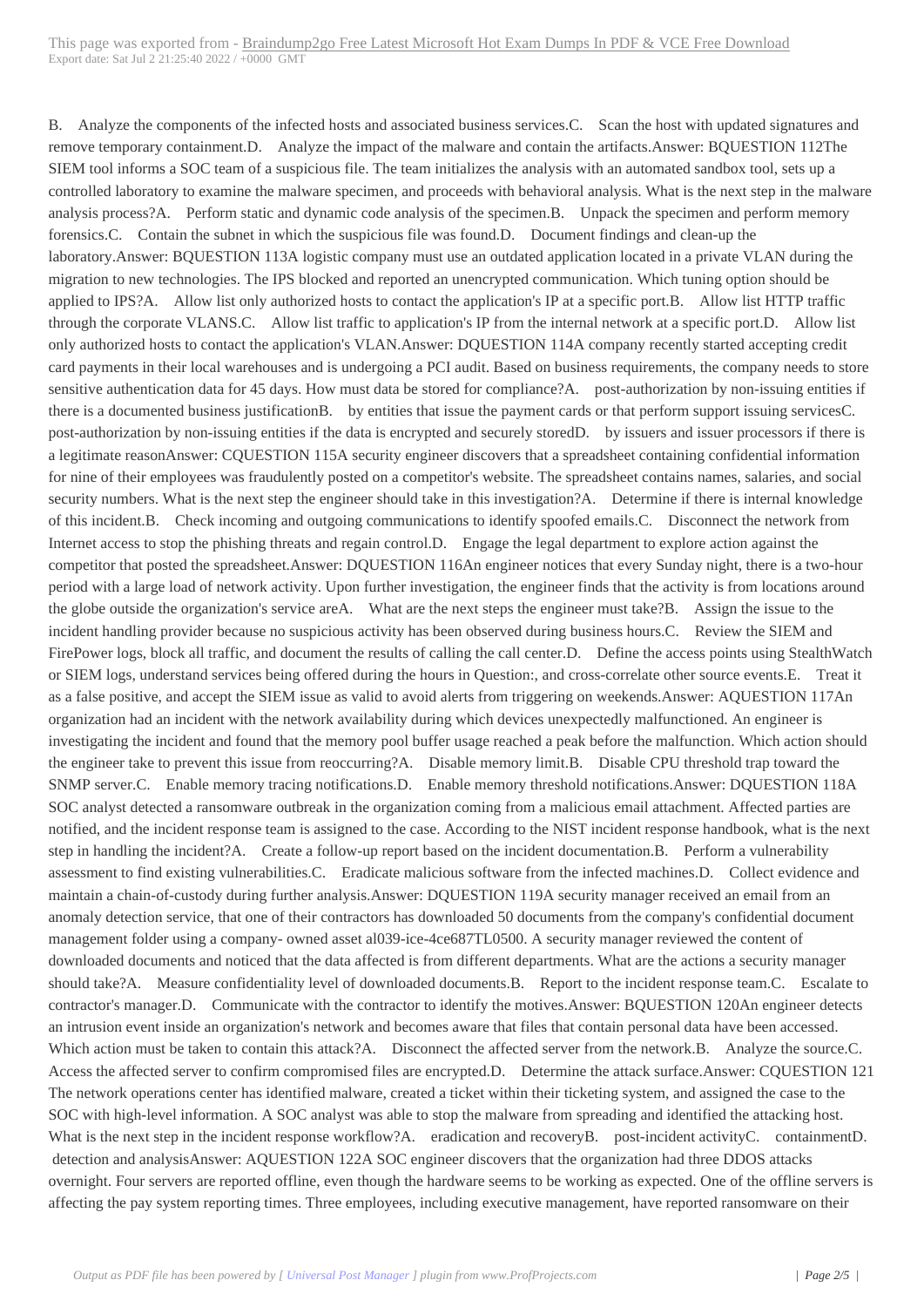B. Analyze the components of the infected hosts and associated business services.C. Scan the host with updated signatures and remove temporary containment.D. Analyze the impact of the malware and contain the artifacts.Answer: BQUESTION 112The SIEM tool informs a SOC team of a suspicious file. The team initializes the analysis with an automated sandbox tool, sets up a controlled laboratory to examine the malware specimen, and proceeds with behavioral analysis. What is the next step in the malware analysis process?A. Perform static and dynamic code analysis of the specimen.B. Unpack the specimen and perform memory forensics.C. Contain the subnet in which the suspicious file was found.D. Document findings and clean-up the laboratory.Answer: BQUESTION 113A logistic company must use an outdated application located in a private VLAN during the migration to new technologies. The IPS blocked and reported an unencrypted communication. Which tuning option should be applied to IPS?A. Allow list only authorized hosts to contact the application's IP at a specific port.B. Allow list HTTP traffic through the corporate VLANS.C. Allow list traffic to application's IP from the internal network at a specific port.D. Allow list only authorized hosts to contact the application's VLAN.Answer: DQUESTION 114A company recently started accepting credit card payments in their local warehouses and is undergoing a PCI audit. Based on business requirements, the company needs to store sensitive authentication data for 45 days. How must data be stored for compliance?A. post-authorization by non-issuing entities if there is a documented business justificationB. by entities that issue the payment cards or that perform support issuing servicesC. post-authorization by non-issuing entities if the data is encrypted and securely storedD. by issuers and issuer processors if there is a legitimate reasonAnswer: CQUESTION 115A security engineer discovers that a spreadsheet containing confidential information for nine of their employees was fraudulently posted on a competitor's website. The spreadsheet contains names, salaries, and social security numbers. What is the next step the engineer should take in this investigation?A. Determine if there is internal knowledge of this incident.B. Check incoming and outgoing communications to identify spoofed emails.C. Disconnect the network from Internet access to stop the phishing threats and regain control.D. Engage the legal department to explore action against the competitor that posted the spreadsheet.Answer: DQUESTION 116An engineer notices that every Sunday night, there is a two-hour period with a large load of network activity. Upon further investigation, the engineer finds that the activity is from locations around the globe outside the organization's service areA. What are the next steps the engineer must take?B. Assign the issue to the incident handling provider because no suspicious activity has been observed during business hours.C. Review the SIEM and FirePower logs, block all traffic, and document the results of calling the call center.D. Define the access points using StealthWatch or SIEM logs, understand services being offered during the hours in Question:, and cross-correlate other source events.E. Treat it as a false positive, and accept the SIEM issue as valid to avoid alerts from triggering on weekends.Answer: AQUESTION 117An organization had an incident with the network availability during which devices unexpectedly malfunctioned. An engineer is investigating the incident and found that the memory pool buffer usage reached a peak before the malfunction. Which action should the engineer take to prevent this issue from reoccurring?A. Disable memory limit.B. Disable CPU threshold trap toward the SNMP server.C. Enable memory tracing notifications.D. Enable memory threshold notifications.Answer: DQUESTION 118A SOC analyst detected a ransomware outbreak in the organization coming from a malicious email attachment. Affected parties are notified, and the incident response team is assigned to the case. According to the NIST incident response handbook, what is the next step in handling the incident?A. Create a follow-up report based on the incident documentation.B. Perform a vulnerability assessment to find existing vulnerabilities.C. Eradicate malicious software from the infected machines.D. Collect evidence and maintain a chain-of-custody during further analysis.Answer: DQUESTION 119A security manager received an email from an anomaly detection service, that one of their contractors has downloaded 50 documents from the company's confidential document management folder using a company- owned asset al039-ice-4ce687TL0500. A security manager reviewed the content of downloaded documents and noticed that the data affected is from different departments. What are the actions a security manager should take?A. Measure confidentiality level of downloaded documents.B. Report to the incident response team.C. Escalate to contractor's manager.D. Communicate with the contractor to identify the motives.Answer: BQUESTION 120An engineer detects an intrusion event inside an organization's network and becomes aware that files that contain personal data have been accessed. Which action must be taken to contain this attack?A. Disconnect the affected server from the network.B. Analyze the source.C. Access the affected server to confirm compromised files are encrypted.D. Determine the attack surface.Answer: CQUESTION 121 The network operations center has identified malware, created a ticket within their ticketing system, and assigned the case to the SOC with high-level information. A SOC analyst was able to stop the malware from spreading and identified the attacking host. What is the next step in the incident response workflow?A. eradication and recoveryB. post-incident activityC. containmentD. detection and analysisAnswer: AQUESTION 122A SOC engineer discovers that the organization had three DDOS attacks overnight. Four servers are reported offline, even though the hardware seems to be working as expected. One of the offline servers is affecting the pay system reporting times. Three employees, including executive management, have reported ransomware on their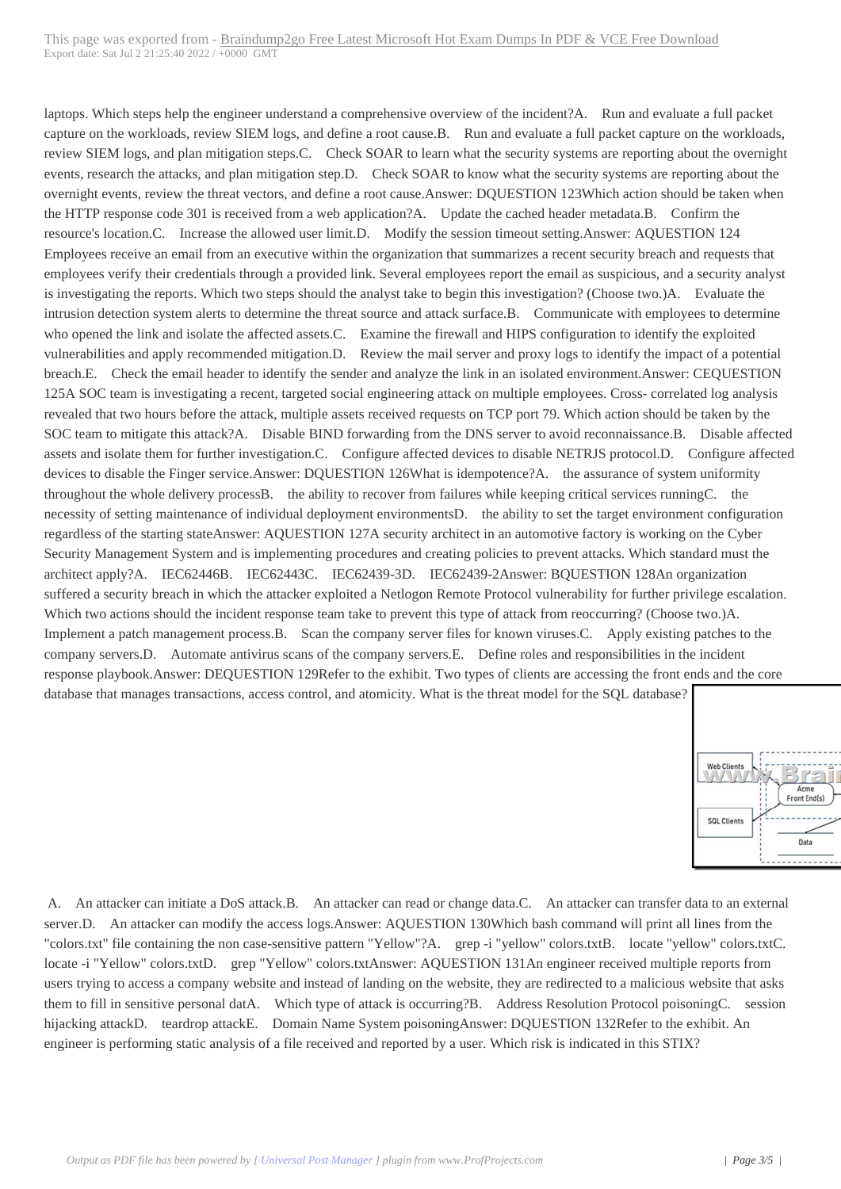laptops. Which steps help the engineer understand a comprehensive overview of the incident?A. Run and evaluate a full packet capture on the workloads, review SIEM logs, and define a root cause.B. Run and evaluate a full packet capture on the workloads, review SIEM logs, and plan mitigation steps.C. Check SOAR to learn what the security systems are reporting about the overnight events, research the attacks, and plan mitigation step.D. Check SOAR to know what the security systems are reporting about the overnight events, review the threat vectors, and define a root cause.Answer: DQUESTION 123Which action should be taken when the HTTP response code 301 is received from a web application?A. Update the cached header metadata.B. Confirm the resource's location.C. Increase the allowed user limit.D. Modify the session timeout setting.Answer: AQUESTION 124 Employees receive an email from an executive within the organization that summarizes a recent security breach and requests that employees verify their credentials through a provided link. Several employees report the email as suspicious, and a security analyst is investigating the reports. Which two steps should the analyst take to begin this investigation? (Choose two.)A. Evaluate the intrusion detection system alerts to determine the threat source and attack surface.B. Communicate with employees to determine who opened the link and isolate the affected assets.C. Examine the firewall and HIPS configuration to identify the exploited vulnerabilities and apply recommended mitigation.D. Review the mail server and proxy logs to identify the impact of a potential breach.E. Check the email header to identify the sender and analyze the link in an isolated environment.Answer: CEQUESTION 125A SOC team is investigating a recent, targeted social engineering attack on multiple employees. Cross- correlated log analysis revealed that two hours before the attack, multiple assets received requests on TCP port 79. Which action should be taken by the SOC team to mitigate this attack?A. Disable BIND forwarding from the DNS server to avoid reconnaissance.B. Disable affected assets and isolate them for further investigation.C. Configure affected devices to disable NETRJS protocol.D. Configure affected devices to disable the Finger service.Answer: DQUESTION 126What is idempotence?A. the assurance of system uniformity throughout the whole delivery processB. the ability to recover from failures while keeping critical services runningC. the necessity of setting maintenance of individual deployment environmentsD. the ability to set the target environment configuration regardless of the starting stateAnswer: AQUESTION 127A security architect in an automotive factory is working on the Cyber Security Management System and is implementing procedures and creating policies to prevent attacks. Which standard must the architect apply?A. IEC62446B. IEC62443C. IEC62439-3D. IEC62439-2Answer: BQUESTION 128An organization suffered a security breach in which the attacker exploited a Netlogon Remote Protocol vulnerability for further privilege escalation. Which two actions should the incident response team take to prevent this type of attack from reoccurring? (Choose two.)A. Implement a patch management process.B. Scan the company server files for known viruses.C. Apply existing patches to the company servers.D. Automate antivirus scans of the company servers.E. Define roles and responsibilities in the incident response playbook.Answer: DEQUESTION 129Refer to the exhibit. Two types of clients are accessing the front ends and the core database that manages transactions, access control, and atomicity. What is the threat model for the SQL database?

A. An attacker can initiate a DoS attack.B. An attacker can read or change data.C. An attacker can transfer data to an external server.D. An attacker can modify the access logs.Answer: AQUESTION 130Which bash command will print all lines from the "colors.txt" file containing the non case-sensitive pattern "Yellow"?A. grep -i "yellow" colors.txtB. locate "yellow" colors.txtC. locate -i "Yellow" colors.txtD. grep "Yellow" colors.txtAnswer: AQUESTION 131An engineer received multiple reports from users trying to access a company website and instead of landing on the website, they are redirected to a malicious website that asks them to fill in sensitive personal datA. Which type of attack is occurring?B. Address Resolution Protocol poisoningC. session hijacking attackD. teardrop attackE. Domain Name System poisoningAnswer: DQUESTION 132Refer to the exhibit. An engineer is performing static analysis of a file received and reported by a user. Which risk is indicated in this STIX?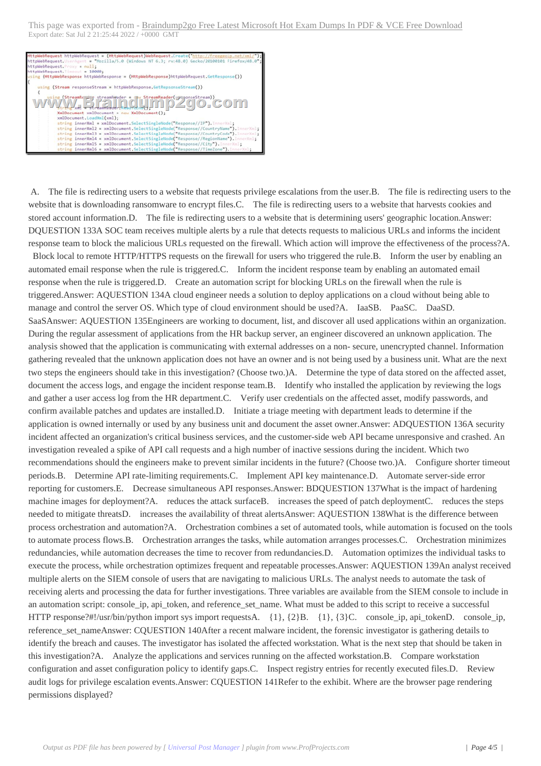```
HttpWebRequest httpWebRequest = (HttpWebRequest)WebRequest.Create("http://freegeoip.net/xml/");
httpWebRequest.UserAgent = "Mozilla/5.0 (Windows NT 6.3; rv:48.0) Gecko/20100101 Firefox/48.0";
httpWebRequest.Proxy = null;
httpWebRequest.Timeout = 10000;
using (HttpWebResponse httpWebResponse = (HttpWebResponse)httpWebRequest.GetResponse())
{
    using (Stream responseStream = httpWebResponse.GetResponseStream())
    {
        using (StreamReader streamReader = new StreamReader(responseStream))
        {
            string xml = streamReader.ReadToEnd();
            XmlDocument xmlDocument = new XmlDocument();
            xmlDocument.LoadXml(xml);
            string innerXml = xmlDocument.SelectSingleNode("Response//IP").InnerXml;
            string innerXml2 = xmlDocument.SelectSingleNode("Response//CountryName").InnerXml;
            string innerXml3 = xmlDocument.SelectSingleNode("Response//CountryCode").InnerXml;
            string innerXml4 = xmlDocument.SelectSingleNode("Response//RegionName").InnerXml;
            string innerXml5 = xmlDocument.SelectSingleNode("Response//City").InnerXml;
            string innerXml6 = xmlDocument.SelectSingleNode("Response//TimeZone").InnerXml;
```

A. The file is redirecting users to a website that requests privilege escalations from the user.
B. The file is redirecting users to the website that is downloading ransomware to encrypt files.
C. The file is redirecting users to a website that harvests cookies and stored account information.
D. The file is redirecting users to a website that is determining users' geographic location.

Answer: D

QUESTION 133

A SOC team receives multiple alerts by a rule that detects requests to malicious URLs and informs the incident response team to block the malicious URLs requested on the firewall. Which action will improve the effectiveness of the process?

A. Block local to remote HTTP/HTTPS requests on the firewall for users who triggered the rule.
B. Inform the user by enabling an automated email response when the rule is triggered.
C. Inform the incident response team by enabling an automated email response when the rule is triggered.
D. Create an automation script for blocking URLs on the firewall when the rule is triggered.

Answer: A

QUESTION 134

A cloud engineer needs a solution to deploy applications on a cloud without being able to manage and control the server OS. Which type of cloud environment should be used?

A. IaaS
B. PaaS
C. DaaS
D. SaaS

Answer: A

QUESTION 135

Engineers are working to document, list, and discover all used applications within an organization. During the regular assessment of applications from the HR backup server, an engineer discovered an unknown application. The analysis showed that the application is communicating with external addresses on a non- secure, unencrypted channel. Information gathering revealed that the unknown application does not have an owner and is not being used by a business unit. What are the next two steps the engineers should take in this investigation? (Choose two.)

A. Determine the type of data stored on the affected asset, document the access logs, and engage the incident response team.
B. Identify who installed the application by reviewing the logs and gather a user access log from the HR department.
C. Verify user credentials on the affected asset, modify passwords, and confirm available patches and updates are installed.
D. Initiate a triage meeting with department leads to determine if the application is owned internally or used by any business unit and document the asset owner.

Answer: AD

QUESTION 136

A security incident affected an organization's critical business services, and the customer-side web API became unresponsive and crashed. An investigation revealed a spike of API call requests and a high number of inactive sessions during the incident. Which two recommendations should the engineers make to prevent similar incidents in the future? (Choose two.)

A. Configure shorter timeout periods.
B. Determine API rate-limiting requirements.
C. Implement API key maintenance.
D. Automate server-side error reporting for customers.
E. Decrease simultaneous API responses.

Answer: BD

QUESTION 137

What is the impact of hardening machine images for deployment?

A. reduces the attack surface
B. increases the speed of patch deployment
C. reduces the steps needed to mitigate threats
D. increases the availability of threat alerts

Answer: A

QUESTION 138

What is the difference between process orchestration and automation?

A. Orchestration combines a set of automated tools, while automation is focused on the tools to automate process flows.
B. Orchestration arranges the tasks, while automation arranges processes.
C. Orchestration minimizes redundancies, while automation decreases the time to recover from redundancies.
D. Automation optimizes the individual tasks to execute the process, while orchestration optimizes frequent and repeatable processes.

Answer: A

QUESTION 139

An analyst received multiple alerts on the SIEM console of users that are navigating to malicious URLs. The analyst needs to automate the task of receiving alerts and processing the data for further investigations. Three variables are available from the SIEM console to include in an automation script: console_ip, api_token, and reference_set_name. What must be added to this script to receive a successful HTTP response?

#!/usr/bin/python import sys import requests

A. {1}, {2}
B. {1}, {3}
C. console_ip, api_token
D. console_ip, reference_set_name

Answer: C

QUESTION 140

After a recent malware incident, the forensic investigator is gathering details to identify the breach and causes. The investigator has isolated the affected workstation. What is the next step that should be taken in this investigation?

A. Analyze the applications and services running on the affected workstation.
B. Compare workstation configuration and asset configuration policy to identify gaps.
C. Inspect registry entries for recently executed files.
D. Review audit logs for privilege escalation events.

Answer: C

QUESTION 141

Refer to the exhibit. Where are the browser page rendering permissions displayed?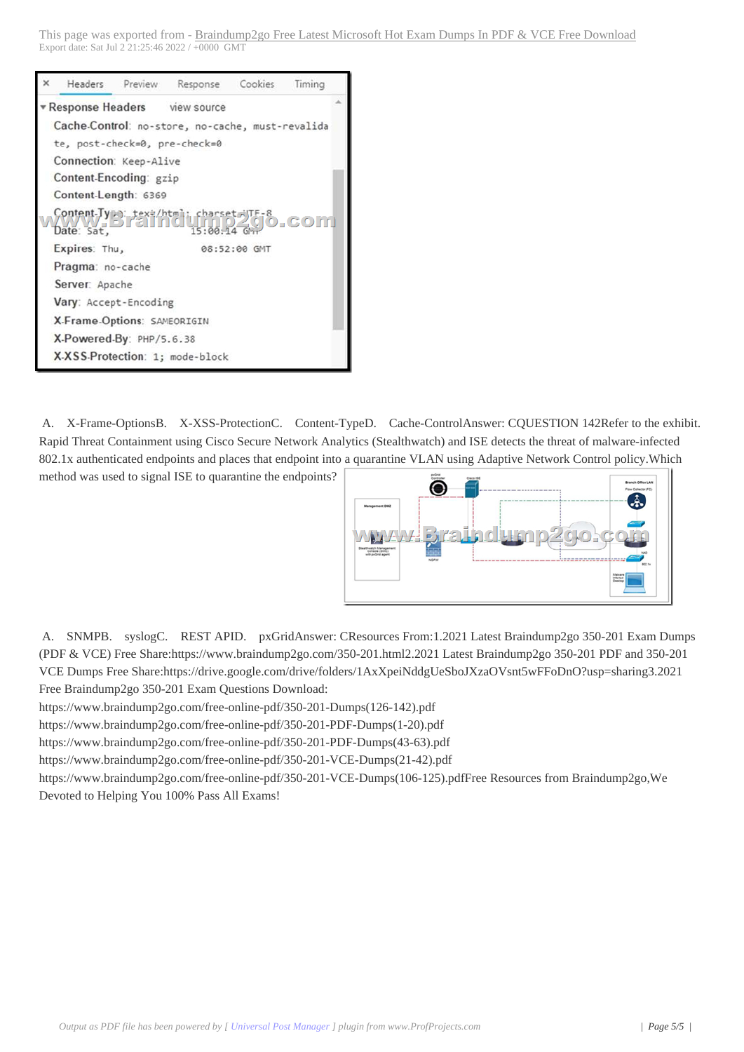× Headers Preview Response Cookies Timing

▾ Response Headers view source

Cache-Control: no-store, no-cache, must-revalidate, post-check=0, pre-check=0
Connection: Keep-Alive
Content-Encoding: gzip
Content-Length: 6369
Content-Type: text/html; charset=UTF-8
Date: Sat, 15:00:14 GMT
Expires: Thu, 08:52:00 GMT
Pragma: no-cache
Server: Apache
Vary: Accept-Encoding
X-Frame-Options: SAMEORIGIN
X-Powered-By: PHP/5.6.38
X-XSS-Protection: 1; mode-block

A. X-Frame-OptionsB. X-XSS-ProtectionC. Content-TypeD. Cache-ControlAnswer: CQUESTION 142Refer to the exhibit. Rapid Threat Containment using Cisco Secure Network Analytics (Stealthwatch) and ISE detects the threat of malware-infected 802.1x authenticated endpoints and places that endpoint into a quarantine VLAN using Adaptive Network Control policy.Which method was used to signal ISE to quarantine the endpoints?

pxGrid Controller
Cisco ISE
Branch Office LAN
Flow Collector (FC)
Management DMZ
Stealthwatch Management Console (SMC) with pxGrid agent
NGFW
NAD
802.1x
Malware Infected Desktop

A. SNMPB. syslogC. REST APID. pxGridAnswer: CResources From:1.2021 Latest Braindump2go 350-201 Exam Dumps (PDF & VCE) Free Share:https://www.braindump2go.com/350-201.html2.2021 Latest Braindump2go 350-201 PDF and 350-201 VCE Dumps Free Share:https://drive.google.com/drive/folders/1AxXpeiNddgUeSboJXzaOVsnt5wFFoDnO?usp=sharing3.2021 Free Braindump2go 350-201 Exam Questions Download:
https://www.braindump2go.com/free-online-pdf/350-201-Dumps(126-142).pdf
https://www.braindump2go.com/free-online-pdf/350-201-PDF-Dumps(1-20).pdf
https://www.braindump2go.com/free-online-pdf/350-201-PDF-Dumps(43-63).pdf
https://www.braindump2go.com/free-online-pdf/350-201-VCE-Dumps(21-42).pdf
https://www.braindump2go.com/free-online-pdf/350-201-VCE-Dumps(106-125).pdfFree Resources from Braindump2go,We Devoted to Helping You 100% Pass All Exams!